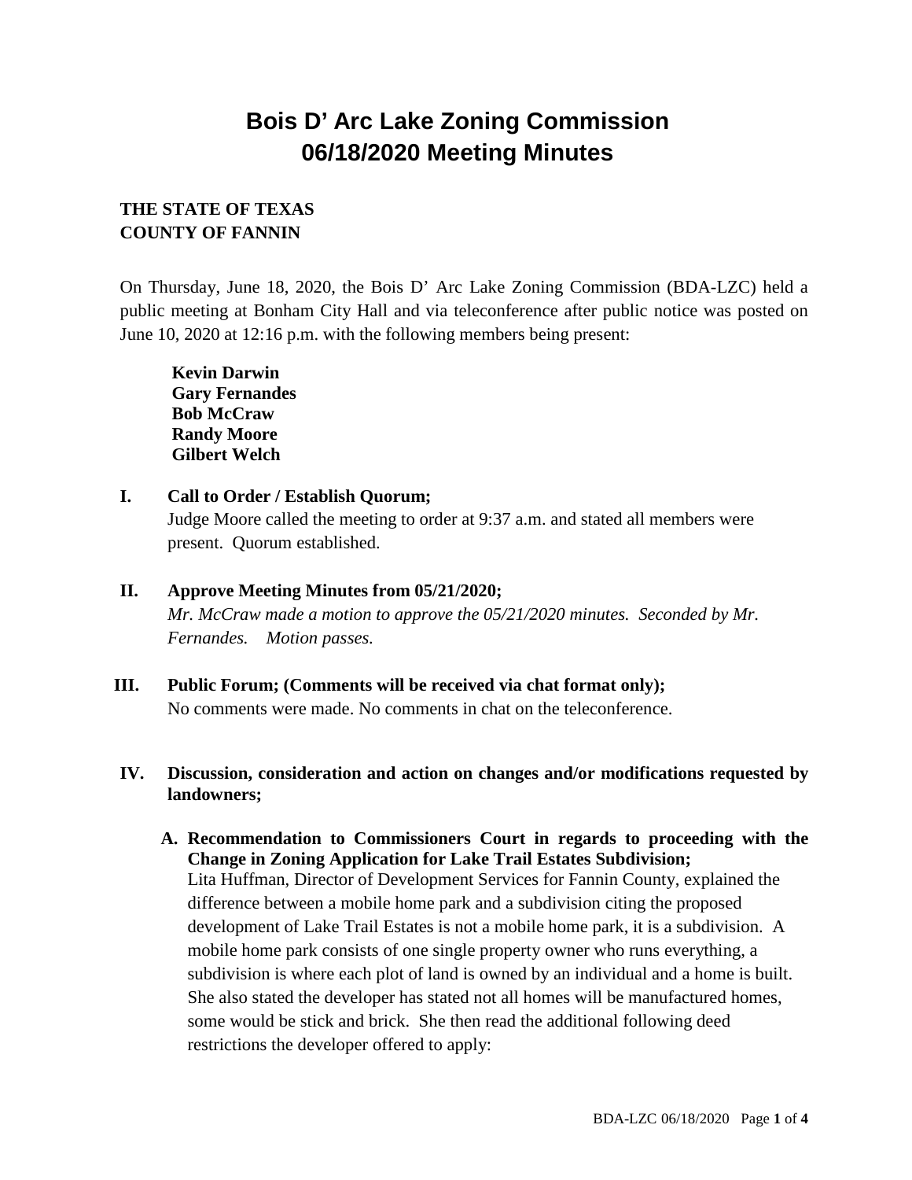# Bois D' Arc Lake Zoning Commission
# 06/18/2020 Meeting Minutes

**THE STATE OF TEXAS**
**COUNTY OF FANNIN**

On Thursday, June 18, 2020, the Bois D' Arc Lake Zoning Commission (BDA-LZC) held a public meeting at Bonham City Hall and via teleconference after public notice was posted on June 10, 2020 at 12:16 p.m. with the following members being present:

**Kevin Darwin**
**Gary Fernandes**
**Bob McCraw**
**Randy Moore**
**Gilbert Welch**

**I. Call to Order / Establish Quorum;**

Judge Moore called the meeting to order at 9:37 a.m. and stated all members were present. Quorum established.

**II. Approve Meeting Minutes from 05/21/2020;**

*Mr. McCraw made a motion to approve the 05/21/2020 minutes. Seconded by Mr. Fernandes. Motion passes.*

**III. Public Forum; (Comments will be received via chat format only);**

No comments were made. No comments in chat on the teleconference.

**IV. Discussion, consideration and action on changes and/or modifications requested by landowners;**

**A. Recommendation to Commissioners Court in regards to proceeding with the Change in Zoning Application for Lake Trail Estates Subdivision;**

Lita Huffman, Director of Development Services for Fannin County, explained the difference between a mobile home park and a subdivision citing the proposed development of Lake Trail Estates is not a mobile home park, it is a subdivision. A mobile home park consists of one single property owner who runs everything, a subdivision is where each plot of land is owned by an individual and a home is built. She also stated the developer has stated not all homes will be manufactured homes, some would be stick and brick. She then read the additional following deed restrictions the developer offered to apply: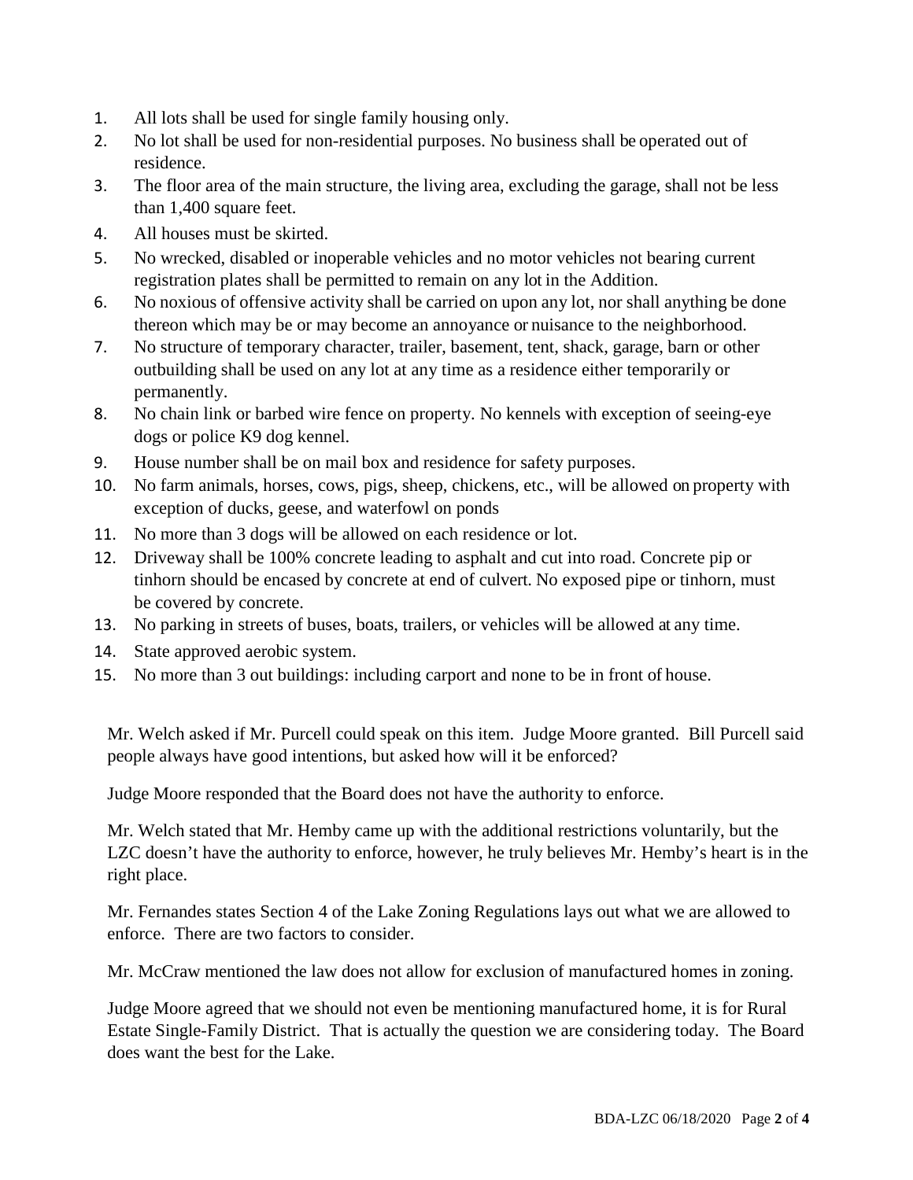1. All lots shall be used for single family housing only.
2. No lot shall be used for non-residential purposes. No business shall be operated out of residence.
3. The floor area of the main structure, the living area, excluding the garage, shall not be less than 1,400 square feet.
4. All houses must be skirted.
5. No wrecked, disabled or inoperable vehicles and no motor vehicles not bearing current registration plates shall be permitted to remain on any lot in the Addition.
6. No noxious of offensive activity shall be carried on upon any lot, nor shall anything be done thereon which may be or may become an annoyance or nuisance to the neighborhood.
7. No structure of temporary character, trailer, basement, tent, shack, garage, barn or other outbuilding shall be used on any lot at any time as a residence either temporarily or permanently.
8. No chain link or barbed wire fence on property. No kennels with exception of seeing-eye dogs or police K9 dog kennel.
9. House number shall be on mail box and residence for safety purposes.
10. No farm animals, horses, cows, pigs, sheep, chickens, etc., will be allowed on property with exception of ducks, geese, and waterfowl on ponds
11. No more than 3 dogs will be allowed on each residence or lot.
12. Driveway shall be 100% concrete leading to asphalt and cut into road. Concrete pip or tinhorn should be encased by concrete at end of culvert. No exposed pipe or tinhorn, must be covered by concrete.
13. No parking in streets of buses, boats, trailers, or vehicles will be allowed at any time.
14. State approved aerobic system.
15. No more than 3 out buildings: including carport and none to be in front of house.

Mr. Welch asked if Mr. Purcell could speak on this item. Judge Moore granted. Bill Purcell said people always have good intentions, but asked how will it be enforced?

Judge Moore responded that the Board does not have the authority to enforce.

Mr. Welch stated that Mr. Hemby came up with the additional restrictions voluntarily, but the LZC doesn't have the authority to enforce, however, he truly believes Mr. Hemby's heart is in the right place.

Mr. Fernandes states Section 4 of the Lake Zoning Regulations lays out what we are allowed to enforce. There are two factors to consider.

Mr. McCraw mentioned the law does not allow for exclusion of manufactured homes in zoning.

Judge Moore agreed that we should not even be mentioning manufactured home, it is for Rural Estate Single-Family District. That is actually the question we are considering today. The Board does want the best for the Lake.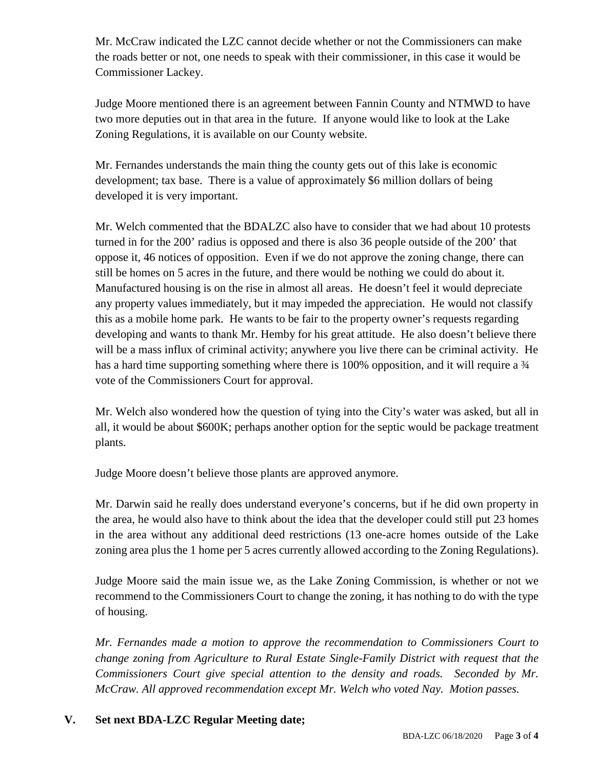Mr. McCraw indicated the LZC cannot decide whether or not the Commissioners can make the roads better or not, one needs to speak with their commissioner, in this case it would be Commissioner Lackey.

Judge Moore mentioned there is an agreement between Fannin County and NTMWD to have two more deputies out in that area in the future. If anyone would like to look at the Lake Zoning Regulations, it is available on our County website.

Mr. Fernandes understands the main thing the county gets out of this lake is economic development; tax base. There is a value of approximately $6 million dollars of being developed it is very important.

Mr. Welch commented that the BDALZC also have to consider that we had about 10 protests turned in for the 200' radius is opposed and there is also 36 people outside of the 200' that oppose it, 46 notices of opposition. Even if we do not approve the zoning change, there can still be homes on 5 acres in the future, and there would be nothing we could do about it. Manufactured housing is on the rise in almost all areas. He doesn't feel it would depreciate any property values immediately, but it may impeded the appreciation. He would not classify this as a mobile home park. He wants to be fair to the property owner's requests regarding developing and wants to thank Mr. Hemby for his great attitude. He also doesn't believe there will be a mass influx of criminal activity; anywhere you live there can be criminal activity. He has a hard time supporting something where there is 100% opposition, and it will require a ¾ vote of the Commissioners Court for approval.

Mr. Welch also wondered how the question of tying into the City's water was asked, but all in all, it would be about $600K; perhaps another option for the septic would be package treatment plants.

Judge Moore doesn't believe those plants are approved anymore.

Mr. Darwin said he really does understand everyone's concerns, but if he did own property in the area, he would also have to think about the idea that the developer could still put 23 homes in the area without any additional deed restrictions (13 one-acre homes outside of the Lake zoning area plus the 1 home per 5 acres currently allowed according to the Zoning Regulations).

Judge Moore said the main issue we, as the Lake Zoning Commission, is whether or not we recommend to the Commissioners Court to change the zoning, it has nothing to do with the type of housing.

*Mr. Fernandes made a motion to approve the recommendation to Commissioners Court to change zoning from Agriculture to Rural Estate Single-Family District with request that the Commissioners Court give special attention to the density and roads. Seconded by Mr. McCraw. All approved recommendation except Mr. Welch who voted Nay. Motion passes.*

## V. Set next BDA-LZC Regular Meeting date;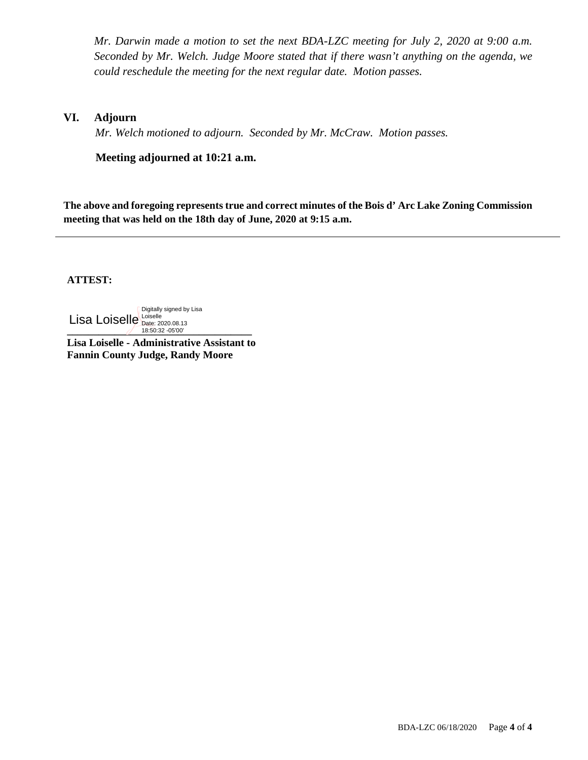*Mr. Darwin made a motion to set the next BDA-LZC meeting for July 2, 2020 at 9:00 a.m. Seconded by Mr. Welch. Judge Moore stated that if there wasn't anything on the agenda, we could reschedule the meeting for the next regular date. Motion passes.*

## VI. Adjourn

*Mr. Welch motioned to adjourn. Seconded by Mr. McCraw. Motion passes.*

**Meeting adjourned at 10:21 a.m.**

**The above and foregoing represents true and correct minutes of the Bois d' Arc Lake Zoning Commission meeting that was held on the 18th day of June, 2020 at 9:15 a.m.**

---

**ATTEST:**

Lisa Loiselle Digitally signed by Lisa Loiselle Date: 2020.08.13 18:50:32 -05'00'

**Lisa Loiselle - Administrative Assistant to Fannin County Judge, Randy Moore**